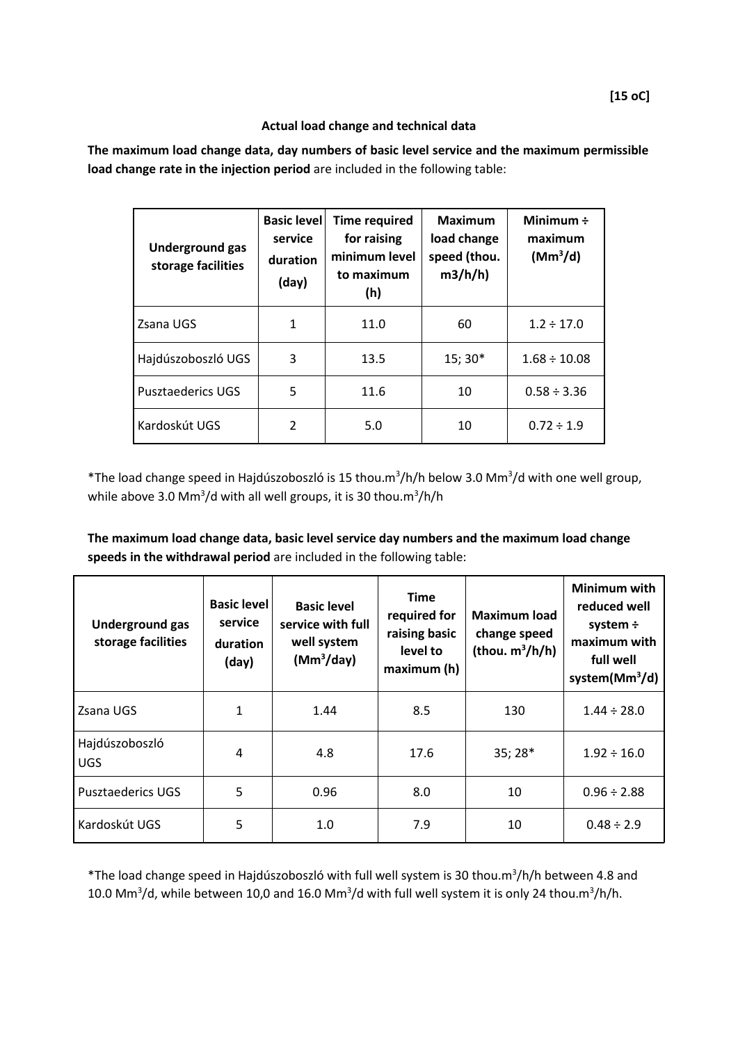**[15 oC]**

**Actual load change and technical data**

**The maximum load change data, day numbers of basic level service and the maximum permissible load change rate in the injection period** are included in the following table:

| Underground gas storage facilities | Basic level service duration (day) | Time required for raising minimum level to maximum (h) | Maximum load change speed (thou. m3/h/h) | Minimum ÷ maximum ($Mm^3/d$) |
|---|---|---|---|---|
| Zsana UGS | 1 | 11.0 | 60 | 1.2 ÷ 17.0 |
| Hajdúszoboszló UGS | 3 | 13.5 | 15; 30* | 1.68 ÷ 10.08 |
| Pusztaederics UGS | 5 | 11.6 | 10 | 0.58 ÷ 3.36 |
| Kardoskút UGS | 2 | 5.0 | 10 | 0.72 ÷ 1.9 |

*The load change speed in Hajdúszoboszló is 15 thou.$m^3$/h/h below 3.0 $Mm^3$/d with one well group, while above 3.0 $Mm^3$/d with all well groups, it is 30 thou.$m^3$/h/h

**The maximum load change data, basic level service day numbers and the maximum load change speeds in the withdrawal period** are included in the following table:

| Underground gas storage facilities | Basic level service duration (day) | Basic level service with full well system ($Mm^3$/day) | Time required for raising basic level to maximum (h) | Maximum load change speed (thou. $m^3$/h/h) | Minimum with reduced well system ÷ maximum with full well system($Mm^3$/d) |
|---|---|---|---|---|---|
| Zsana UGS | 1 | 1.44 | 8.5 | 130 | 1.44 ÷ 28.0 |
| Hajdúszoboszló UGS | 4 | 4.8 | 17.6 | 35; 28* | 1.92 ÷ 16.0 |
| Pusztaederics UGS | 5 | 0.96 | 8.0 | 10 | 0.96 ÷ 2.88 |
| Kardoskút UGS | 5 | 1.0 | 7.9 | 10 | 0.48 ÷ 2.9 |

*The load change speed in Hajdúszoboszló with full well system is 30 thou.$m^3$/h/h between 4.8 and 10.0 $Mm^3$/d, while between 10,0 and 16.0 $Mm^3$/d with full well system it is only 24 thou.$m^3$/h/h.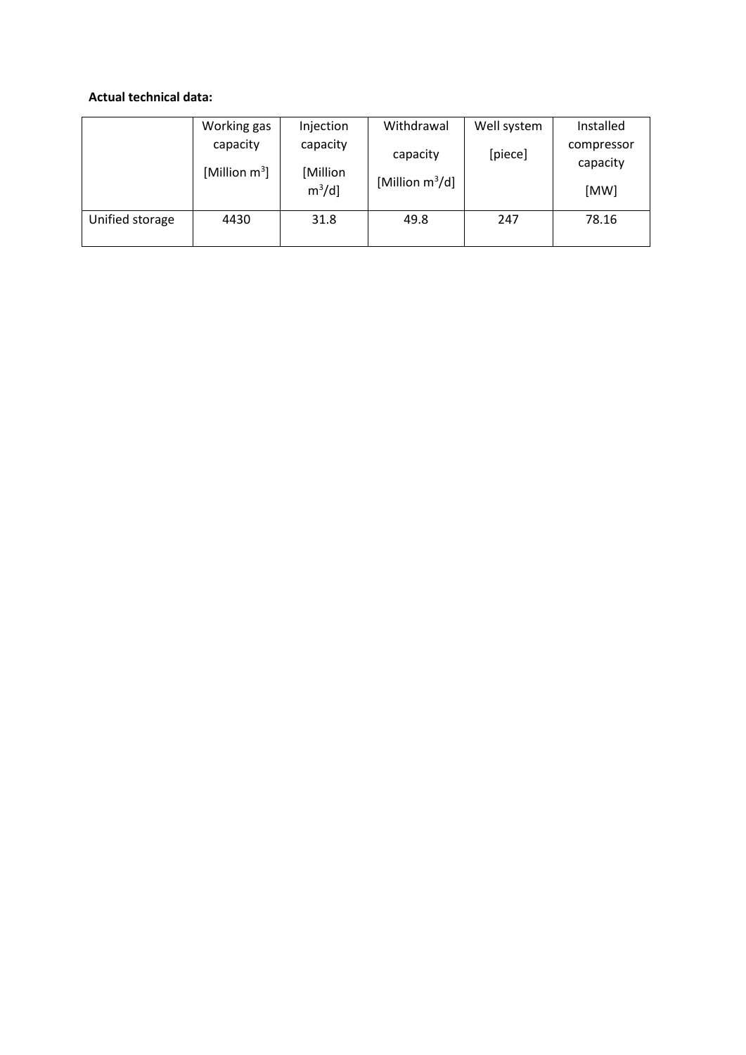**Actual technical data:**

| | Working gas capacity [Million $m^3$] | Injection capacity [Million $m^3/d$] | Withdrawal capacity [Million $m^3/d$] | Well system [piece] | Installed compressor capacity [MW] |
|---|---|---|---|---|---|
| Unified storage | 4430 | 31.8 | 49.8 | 247 | 78.16 |